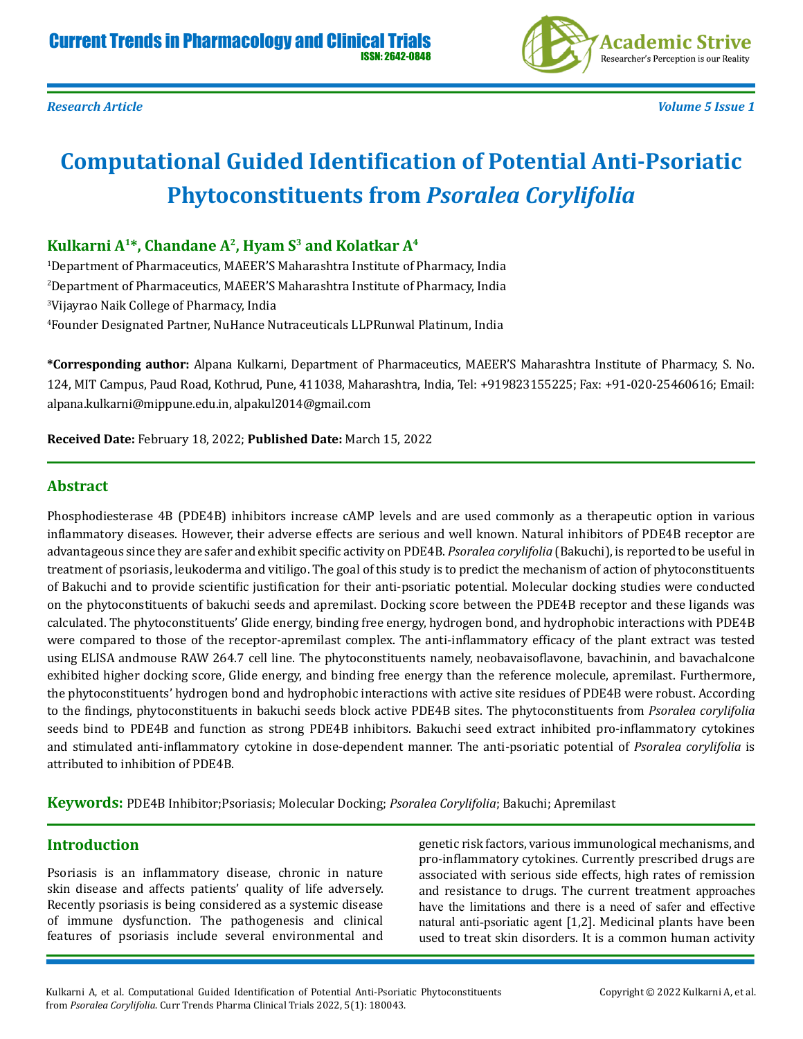**Research Article**

# Computational Guided Identification of Potential Anti-Psoriatic Phytoconstituents from *Psoralea Corylifolia*

**Kulkarni A[1]*, Chandane A[2], Hyam S[3] and Kolatkar A[4]**

[1]Department of Pharmaceutics, MAEER'S Maharashtra Institute of Pharmacy, India

[2]Department of Pharmaceutics, MAEER'S Maharashtra Institute of Pharmacy, India

[3]Vijayrao Naik College of Pharmacy, India

[4]Founder Designated Partner, NuHance Nutraceuticals LLPRunwal Platinum, India

**\*Corresponding author:** Alpana Kulkarni, Department of Pharmaceutics, MAEER'S Maharashtra Institute of Pharmacy, S. No. 124, MIT Campus, Paud Road, Kothrud, Pune, 411038, Maharashtra, India, Tel: +919823155225; Fax: +91-020-25460616; Email: alpana.kulkarni@mippune.edu.in, alpakul2014@gmail.com

**Received Date:** February 18, 2022; **Published Date:** March 15, 2022

## Abstract

Phosphodiesterase 4B (PDE4B) inhibitors increase cAMP levels and are used commonly as a therapeutic option in various inflammatory diseases. However, their adverse effects are serious and well known. Natural inhibitors of PDE4B receptor are advantageous since they are safer and exhibit specific activity on PDE4B. *Psoralea corylifolia* (Bakuchi), is reported to be useful in treatment of psoriasis, leukoderma and vitiligo. The goal of this study is to predict the mechanism of action of phytoconstituents of Bakuchi and to provide scientific justification for their anti-psoriatic potential. Molecular docking studies were conducted on the phytoconstituents of bakuchi seeds and apremilast. Docking score between the PDE4B receptor and these ligands was calculated. The phytoconstituents' Glide energy, binding free energy, hydrogen bond, and hydrophobic interactions with PDE4B were compared to those of the receptor-apremilast complex. The anti-inflammatory efficacy of the plant extract was tested using ELISA andmouse RAW 264.7 cell line. The phytoconstituents namely, neobavaisoflavone, bavachinin, and bavachalcone exhibited higher docking score, Glide energy, and binding free energy than the reference molecule, apremilast. Furthermore, the phytoconstituents' hydrogen bond and hydrophobic interactions with active site residues of PDE4B were robust. According to the findings, phytoconstituents in bakuchi seeds block active PDE4B sites. The phytoconstituents from *Psoralea corylifolia* seeds bind to PDE4B and function as strong PDE4B inhibitors. Bakuchi seed extract inhibited pro-inflammatory cytokines and stimulated anti-inflammatory cytokine in dose-dependent manner. The anti-psoriatic potential of *Psoralea corylifolia* is attributed to inhibition of PDE4B.

**Keywords:** PDE4B Inhibitor;Psoriasis; Molecular Docking; *Psoralea Corylifolia*; Bakuchi; Apremilast

## Introduction

Psoriasis is an inflammatory disease, chronic in nature skin disease and affects patients' quality of life adversely. Recently psoriasis is being considered as a systemic disease of immune dysfunction. The pathogenesis and clinical features of psoriasis include several environmental and genetic risk factors, various immunological mechanisms, and pro-inflammatory cytokines. Currently prescribed drugs are associated with serious side effects, high rates of remission and resistance to drugs. The current treatment approaches have the limitations and there is a need of safer and effective natural anti-psoriatic agent [1,2]. Medicinal plants have been used to treat skin disorders. It is a common human activity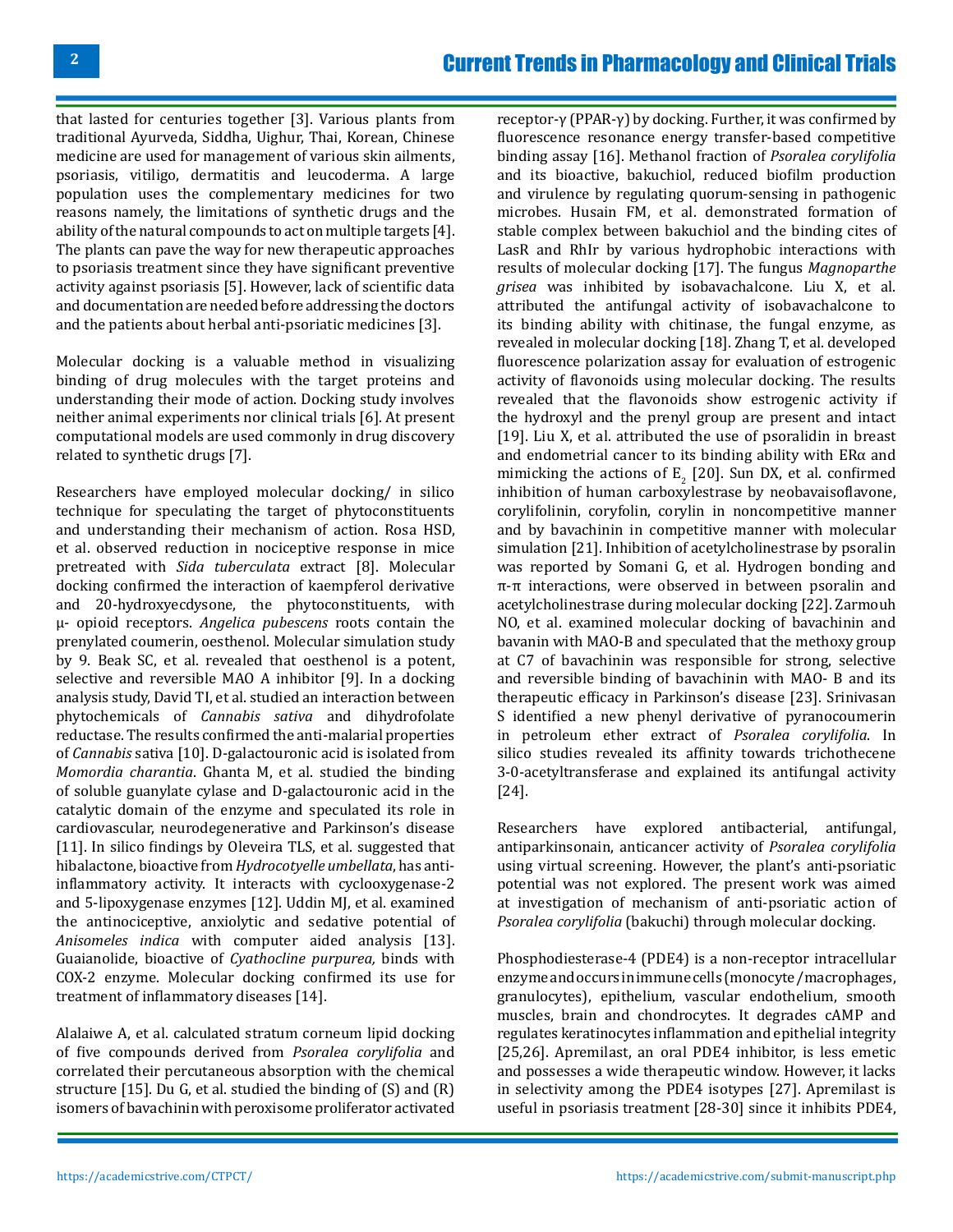that lasted for centuries together [3]. Various plants from traditional Ayurveda, Siddha, Uighur, Thai, Korean, Chinese medicine are used for management of various skin ailments, psoriasis, vitiligo, dermatitis and leucoderma. A large population uses the complementary medicines for two reasons namely, the limitations of synthetic drugs and the ability of the natural compounds to act on multiple targets [4]. The plants can pave the way for new therapeutic approaches to psoriasis treatment since they have significant preventive activity against psoriasis [5]. However, lack of scientific data and documentation are needed before addressing the doctors and the patients about herbal anti-psoriatic medicines [3].

Molecular docking is a valuable method in visualizing binding of drug molecules with the target proteins and understanding their mode of action. Docking study involves neither animal experiments nor clinical trials [6]. At present computational models are used commonly in drug discovery related to synthetic drugs [7].

Researchers have employed molecular docking/ in silico technique for speculating the target of phytoconstituents and understanding their mechanism of action. Rosa HSD, et al. observed reduction in nociceptive response in mice pretreated with *Sida tuberculata* extract [8]. Molecular docking confirmed the interaction of kaempferol derivative and 20-hydroxyecdysone, the phytoconstituents, with μ- opioid receptors. *Angelica pubescens* roots contain the prenylated coumerin, oesthenol. Molecular simulation study by 9. Beak SC, et al. revealed that oesthenol is a potent, selective and reversible MAO A inhibitor [9]. In a docking analysis study, David TI, et al. studied an interaction between phytochemicals of *Cannabis sativa* and dihydrofolate reductase. The results confirmed the anti-malarial properties of *Cannabis* sativa [10]. D-galactouronic acid is isolated from *Momordia charantia*. Ghanta M, et al. studied the binding of soluble guanylate cylase and D-galactouronic acid in the catalytic domain of the enzyme and speculated its role in cardiovascular, neurodegenerative and Parkinson's disease [11]. In silico findings by Oleveira TLS, et al. suggested that hibalactone, bioactive from *Hydrocotyelle umbellata*, has anti-inflammatory activity. It interacts with cyclooxygenase-2 and 5-lipoxygenase enzymes [12]. Uddin MJ, et al. examined the antinociceptive, anxiolytic and sedative potential of *Anisomeles indica* with computer aided analysis [13]. Guaianolide, bioactive of *Cyathocline purpurea,* binds with COX-2 enzyme. Molecular docking confirmed its use for treatment of inflammatory diseases [14].

Alalaiwe A, et al. calculated stratum corneum lipid docking of five compounds derived from *Psoralea corylifolia* and correlated their percutaneous absorption with the chemical structure [15]. Du G, et al. studied the binding of (S) and (R) isomers of bavachinin with peroxisome proliferator activated receptor-γ (PPAR-γ) by docking. Further, it was confirmed by fluorescence resonance energy transfer-based competitive binding assay [16]. Methanol fraction of *Psoralea corylifolia* and its bioactive, bakuchiol, reduced biofilm production and virulence by regulating quorum-sensing in pathogenic microbes. Husain FM, et al. demonstrated formation of stable complex between bakuchiol and the binding cites of LasR and RhIr by various hydrophobic interactions with results of molecular docking [17]. The fungus *Magnoparthe grisea* was inhibited by isobavachalcone. Liu X, et al. attributed the antifungal activity of isobavachalcone to its binding ability with chitinase, the fungal enzyme, as revealed in molecular docking [18]. Zhang T, et al. developed fluorescence polarization assay for evaluation of estrogenic activity of flavonoids using molecular docking. The results revealed that the flavonoids show estrogenic activity if the hydroxyl and the prenyl group are present and intact [19]. Liu X, et al. attributed the use of psoralidin in breast and endometrial cancer to its binding ability with ERα and mimicking the actions of $E_2$ [20]. Sun DX, et al. confirmed inhibition of human carboxylestrase by neobavaisoflavone, corylifolinin, coryfolin, corylin in noncompetitive manner and by bavachinin in competitive manner with molecular simulation [21]. Inhibition of acetylcholinestrase by psoralin was reported by Somani G, et al. Hydrogen bonding and π-π interactions, were observed in between psoralin and acetylcholinestrase during molecular docking [22]. Zarmouh NO, et al. examined molecular docking of bavachinin and bavanin with MAO-B and speculated that the methoxy group at C7 of bavachinin was responsible for strong, selective and reversible binding of bavachinin with MAO- B and its therapeutic efficacy in Parkinson's disease [23]. Srinivasan S identified a new phenyl derivative of pyranocoumerin in petroleum ether extract of *Psoralea corylifolia*. In silico studies revealed its affinity towards trichothecene 3-0-acetyltransferase and explained its antifungal activity [24].

Researchers have explored antibacterial, antifungal, antiparkinsonain, anticancer activity of *Psoralea corylifolia* using virtual screening. However, the plant's anti-psoriatic potential was not explored. The present work was aimed at investigation of mechanism of anti-psoriatic action of *Psoralea corylifolia* (bakuchi) through molecular docking.

Phosphodiesterase-4 (PDE4) is a non-receptor intracellular enzyme and occurs in immune cells (monocyte /macrophages, granulocytes), epithelium, vascular endothelium, smooth muscles, brain and chondrocytes. It degrades cAMP and regulates keratinocytes inflammation and epithelial integrity [25,26]. Apremilast, an oral PDE4 inhibitor, is less emetic and possesses a wide therapeutic window. However, it lacks in selectivity among the PDE4 isotypes [27]. Apremilast is useful in psoriasis treatment [28-30] since it inhibits PDE4,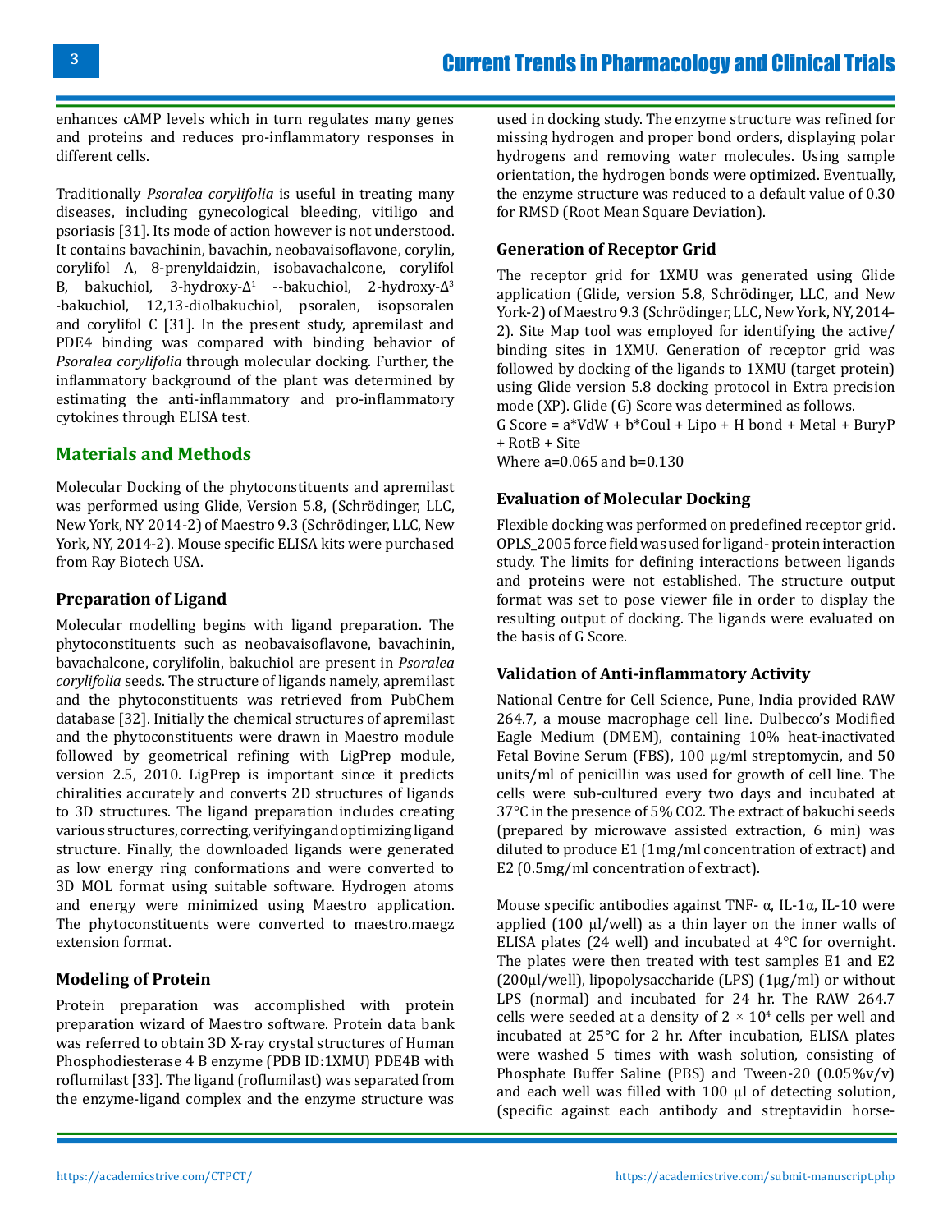enhances cAMP levels which in turn regulates many genes and proteins and reduces pro-inflammatory responses in different cells.

Traditionally *Psoralea corylifolia* is useful in treating many diseases, including gynecological bleeding, vitiligo and psoriasis [31]. Its mode of action however is not understood. It contains bavachinin, bavachin, neobavaisoflavone, corylin, corylifol A, 8-prenyldaidzin, isobavachalcone, corylifol B, bakuchiol, 3-hydroxy-$\Delta^1$ --bakuchiol, 2-hydroxy-$\Delta^3$ -bakuchiol, 12,13-diolbakuchiol, psoralen, isopsoralen and corylifol C [31]. In the present study, apremilast and PDE4 binding was compared with binding behavior of *Psoralea corylifolia* through molecular docking. Further, the inflammatory background of the plant was determined by estimating the anti-inflammatory and pro-inflammatory cytokines through ELISA test.

## Materials and Methods

Molecular Docking of the phytoconstituents and apremilast was performed using Glide, Version 5.8, (Schrödinger, LLC, New York, NY 2014-2) of Maestro 9.3 (Schrödinger, LLC, New York, NY, 2014-2). Mouse specific ELISA kits were purchased from Ray Biotech USA.

### Preparation of Ligand

Molecular modelling begins with ligand preparation. The phytoconstituents such as neobavaisoflavone, bavachinin, bavachalcone, corylifolin, bakuchiol are present in *Psoralea corylifolia* seeds. The structure of ligands namely, apremilast and the phytoconstituents was retrieved from PubChem database [32]. Initially the chemical structures of apremilast and the phytoconstituents were drawn in Maestro module followed by geometrical refining with LigPrep module, version 2.5, 2010. LigPrep is important since it predicts chiralities accurately and converts 2D structures of ligands to 3D structures. The ligand preparation includes creating various structures, correcting, verifying and optimizing ligand structure. Finally, the downloaded ligands were generated as low energy ring conformations and were converted to 3D MOL format using suitable software. Hydrogen atoms and energy were minimized using Maestro application. The phytoconstituents were converted to maestro.maegz extension format.

### Modeling of Protein

Protein preparation was accomplished with protein preparation wizard of Maestro software. Protein data bank was referred to obtain 3D X-ray crystal structures of Human Phosphodiesterase 4 B enzyme (PDB ID:1XMU) PDE4B with roflumilast [33]. The ligand (roflumilast) was separated from the enzyme-ligand complex and the enzyme structure was used in docking study. The enzyme structure was refined for missing hydrogen and proper bond orders, displaying polar hydrogens and removing water molecules. Using sample orientation, the hydrogen bonds were optimized. Eventually, the enzyme structure was reduced to a default value of 0.30 for RMSD (Root Mean Square Deviation).

### Generation of Receptor Grid

The receptor grid for 1XMU was generated using Glide application (Glide, version 5.8, Schrödinger, LLC, and New York-2) of Maestro 9.3 (Schrödinger, LLC, New York, NY, 2014-2). Site Map tool was employed for identifying the active/binding sites in 1XMU. Generation of receptor grid was followed by docking of the ligands to 1XMU (target protein) using Glide version 5.8 docking protocol in Extra precision mode (XP). Glide (G) Score was determined as follows.

G Score = a*VdW + b*Coul + Lipo + H bond + Metal + BuryP + RotB + Site

Where a=0.065 and b=0.130

### Evaluation of Molecular Docking

Flexible docking was performed on predefined receptor grid. OPLS_2005 force field was used for ligand- protein interaction study. The limits for defining interactions between ligands and proteins were not established. The structure output format was set to pose viewer file in order to display the resulting output of docking. The ligands were evaluated on the basis of G Score.

### Validation of Anti-inflammatory Activity

National Centre for Cell Science, Pune, India provided RAW 264.7, a mouse macrophage cell line. Dulbecco's Modified Eagle Medium (DMEM), containing 10% heat-inactivated Fetal Bovine Serum (FBS), 100 µg/ml streptomycin, and 50 units/ml of penicillin was used for growth of cell line. The cells were sub-cultured every two days and incubated at 37°C in the presence of 5% $CO_2$. The extract of bakuchi seeds (prepared by microwave assisted extraction, 6 min) was diluted to produce E1 (1mg/ml concentration of extract) and E2 (0.5mg/ml concentration of extract).

Mouse specific antibodies against TNF- α, IL-1α, IL-10 were applied (100 µl/well) as a thin layer on the inner walls of ELISA plates (24 well) and incubated at 4°C for overnight. The plates were then treated with test samples E1 and E2 (200µl/well), lipopolysaccharide (LPS) (1µg/ml) or without LPS (normal) and incubated for 24 hr. The RAW 264.7 cells were seeded at a density of $2 \times 10^4$ cells per well and incubated at 25°C for 2 hr. After incubation, ELISA plates were washed 5 times with wash solution, consisting of Phosphate Buffer Saline (PBS) and Tween-20 (0.05%v/v) and each well was filled with 100 µl of detecting solution, (specific against each antibody and streptavidin horse-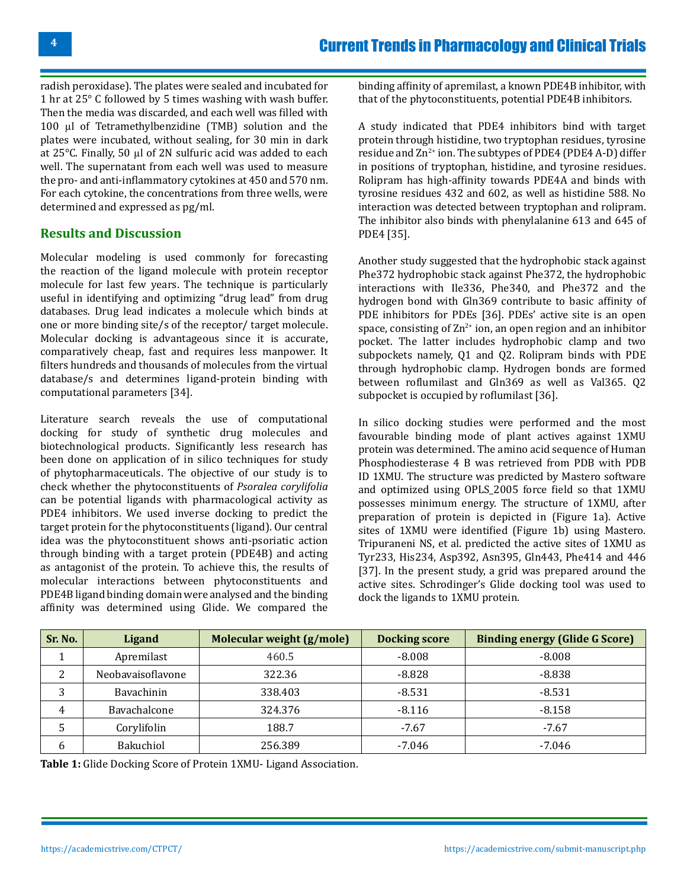radish peroxidase). The plates were sealed and incubated for 1 hr at 25° C followed by 5 times washing with wash buffer. Then the media was discarded, and each well was filled with 100 µl of Tetramethylbenzidine (TMB) solution and the plates were incubated, without sealing, for 30 min in dark at 25°C. Finally, 50 µl of 2N sulfuric acid was added to each well. The supernatant from each well was used to measure the pro- and anti-inflammatory cytokines at 450 and 570 nm. For each cytokine, the concentrations from three wells, were determined and expressed as pg/ml.

## Results and Discussion

Molecular modeling is used commonly for forecasting the reaction of the ligand molecule with protein receptor molecule for last few years. The technique is particularly useful in identifying and optimizing "drug lead" from drug databases. Drug lead indicates a molecule which binds at one or more binding site/s of the receptor/ target molecule. Molecular docking is advantageous since it is accurate, comparatively cheap, fast and requires less manpower. It filters hundreds and thousands of molecules from the virtual database/s and determines ligand-protein binding with computational parameters [34].

Literature search reveals the use of computational docking for study of synthetic drug molecules and biotechnological products. Significantly less research has been done on application of in silico techniques for study of phytopharmaceuticals. The objective of our study is to check whether the phytoconstituents of *Psoralea corylifolia* can be potential ligands with pharmacological activity as PDE4 inhibitors. We used inverse docking to predict the target protein for the phytoconstituents (ligand). Our central idea was the phytoconstituent shows anti-psoriatic action through binding with a target protein (PDE4B) and acting as antagonist of the protein. To achieve this, the results of molecular interactions between phytoconstituents and PDE4B ligand binding domain were analysed and the binding affinity was determined using Glide. We compared the binding affinity of apremilast, a known PDE4B inhibitor, with that of the phytoconstituents, potential PDE4B inhibitors.

A study indicated that PDE4 inhibitors bind with target protein through histidine, two tryptophan residues, tyrosine residue and $Zn^{2+}$ ion. The subtypes of PDE4 (PDE4 A-D) differ in positions of tryptophan, histidine, and tyrosine residues. Rolipram has high-affinity towards PDE4A and binds with tyrosine residues 432 and 602, as well as histidine 588. No interaction was detected between tryptophan and rolipram. The inhibitor also binds with phenylalanine 613 and 645 of PDE4 [35].

Another study suggested that the hydrophobic stack against Phe372 hydrophobic stack against Phe372, the hydrophobic interactions with Ile336, Phe340, and Phe372 and the hydrogen bond with Gln369 contribute to basic affinity of PDE inhibitors for PDEs [36]. PDEs' active site is an open space, consisting of $Zn^{2+}$ ion, an open region and an inhibitor pocket. The latter includes hydrophobic clamp and two subpockets namely, Q1 and Q2. Rolipram binds with PDE through hydrophobic clamp. Hydrogen bonds are formed between roflumilast and Gln369 as well as Val365. Q2 subpocket is occupied by roflumilast [36].

In silico docking studies were performed and the most favourable binding mode of plant actives against 1XMU protein was determined. The amino acid sequence of Human Phosphodiesterase 4 B was retrieved from PDB with PDB ID 1XMU. The structure was predicted by Mastero software and optimized using OPLS_2005 force field so that 1XMU possesses minimum energy. The structure of 1XMU, after preparation of protein is depicted in (Figure 1a). Active sites of 1XMU were identified (Figure 1b) using Mastero. Tripuraneni NS, et al. predicted the active sites of 1XMU as Tyr233, His234, Asp392, Asn395, Gln443, Phe414 and 446 [37]. In the present study, a grid was prepared around the active sites. Schrodinger's Glide docking tool was used to dock the ligands to 1XMU protein.

| Sr. No. | Ligand | Molecular weight (g/mole) | Docking score | Binding energy (Glide G Score) |
|---|---|---|---|---|
| 1 | Apremilast | 460.5 | -8.008 | -8.008 |
| 2 | Neobavaisoflavone | 322.36 | -8.828 | -8.838 |
| 3 | Bavachinin | 338.403 | -8.531 | -8.531 |
| 4 | Bavachalcone | 324.376 | -8.116 | -8.158 |
| 5 | Corylifolin | 188.7 | -7.67 | -7.67 |
| 6 | Bakuchiol | 256.389 | -7.046 | -7.046 |

**Table 1:** Glide Docking Score of Protein 1XMU- Ligand Association.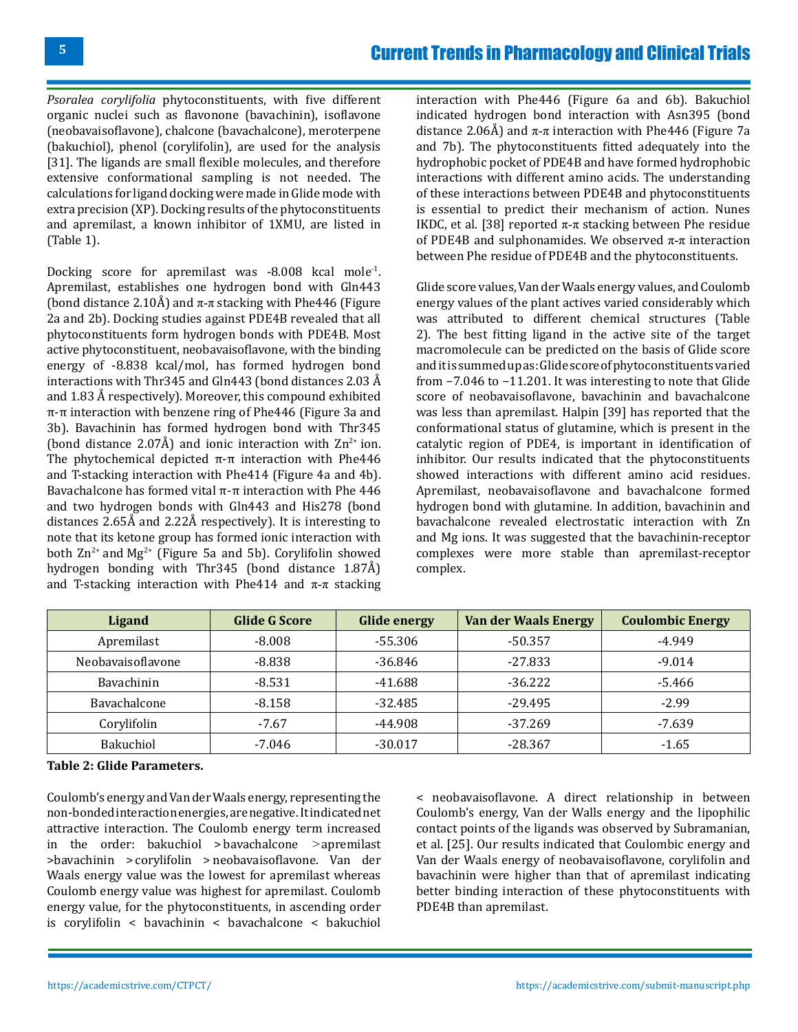*Psoralea corylifolia* phytoconstituents, with five different organic nuclei such as flavonone (bavachinin), isoflavone (neobavaisoflavone), chalcone (bavachalcone), meroterpene (bakuchiol), phenol (corylifolin), are used for the analysis [31]. The ligands are small flexible molecules, and therefore extensive conformational sampling is not needed. The calculations for ligand docking were made in Glide mode with extra precision (XP). Docking results of the phytoconstituents and apremilast, a known inhibitor of 1XMU, are listed in (Table 1).

Docking score for apremilast was -8.008 kcal mole$^{-1}$. Apremilast, establishes one hydrogen bond with Gln443 (bond distance 2.10Å) and π-π stacking with Phe446 (Figure 2a and 2b). Docking studies against PDE4B revealed that all phytoconstituents form hydrogen bonds with PDE4B. Most active phytoconstituent, neobavaisoflavone, with the binding energy of -8.838 kcal/mol, has formed hydrogen bond interactions with Thr345 and Gln443 (bond distances 2.03 Å and 1.83 Å respectively). Moreover, this compound exhibited π-π interaction with benzene ring of Phe446 (Figure 3a and 3b). Bavachinin has formed hydrogen bond with Thr345 (bond distance 2.07Å) and ionic interaction with $Zn^{2+}$ ion. The phytochemical depicted π-π interaction with Phe446 and T-stacking interaction with Phe414 (Figure 4a and 4b). Bavachalcone has formed vital π-π interaction with Phe 446 and two hydrogen bonds with Gln443 and His278 (bond distances 2.65Å and 2.22Å respectively). It is interesting to note that its ketone group has formed ionic interaction with both $Zn^{2+}$ and $Mg^{2+}$ (Figure 5a and 5b). Corylifolin showed hydrogen bonding with Thr345 (bond distance 1.87Å) and T-stacking interaction with Phe414 and π-π stacking interaction with Phe446 (Figure 6a and 6b). Bakuchiol indicated hydrogen bond interaction with Asn395 (bond distance 2.06Å) and π-π interaction with Phe446 (Figure 7a and 7b). The phytoconstituents fitted adequately into the hydrophobic pocket of PDE4B and have formed hydrophobic interactions with different amino acids. The understanding of these interactions between PDE4B and phytoconstituents is essential to predict their mechanism of action. Nunes IKDC, et al. [38] reported π-π stacking between Phe residue of PDE4B and sulphonamides. We observed π-π interaction between Phe residue of PDE4B and the phytoconstituents.

Glide score values, Van der Waals energy values, and Coulomb energy values of the plant actives varied considerably which was attributed to different chemical structures (Table 2). The best fitting ligand in the active site of the target macromolecule can be predicted on the basis of Glide score and it is summed up as: Glide score of phytoconstituents varied from −7.046 to −11.201. It was interesting to note that Glide score of neobavaisoflavone, bavachinin and bavachalcone was less than apremilast. Halpin [39] has reported that the conformational status of glutamine, which is present in the catalytic region of PDE4, is important in identification of inhibitor. Our results indicated that the phytoconstituents showed interactions with different amino acid residues. Apremilast, neobavaisoflavone and bavachalcone formed hydrogen bond with glutamine. In addition, bavachinin and bavachalcone revealed electrostatic interaction with Zn and Mg ions. It was suggested that the bavachinin-receptor complexes were more stable than apremilast-receptor complex.

| Ligand | Glide G Score | Glide energy | Van der Waals Energy | Coulombic Energy |
|---|---|---|---|---|
| Apremilast | -8.008 | -55.306 | -50.357 | -4.949 |
| Neobavaisoflavone | -8.838 | -36.846 | -27.833 | -9.014 |
| Bavachinin | -8.531 | -41.688 | -36.222 | -5.466 |
| Bavachalcone | -8.158 | -32.485 | -29.495 | -2.99 |
| Corylifolin | -7.67 | -44.908 | -37.269 | -7.639 |
| Bakuchiol | -7.046 | -30.017 | -28.367 | -1.65 |

**Table 2: Glide Parameters.**

Coulomb's energy and Van der Waals energy, representing the non-bonded interaction energies, are negative. It indicated net attractive interaction. The Coulomb energy term increased in the order: bakuchiol >bavachalcone >apremilast >bavachinin >corylifolin >neobavaisoflavone. Van der Waals energy value was the lowest for apremilast whereas Coulomb energy value was highest for apremilast. Coulomb energy value, for the phytoconstituents, in ascending order is corylifolin < bavachinin < bavachalcone < bakuchiol < neobavaisoflavone. A direct relationship in between Coulomb's energy, Van der Walls energy and the lipophilic contact points of the ligands was observed by Subramanian, et al. [25]. Our results indicated that Coulombic energy and Van der Waals energy of neobavaisoflavone, corylifolin and bavachinin were higher than that of apremilast indicating better binding interaction of these phytoconstituents with PDE4B than apremilast.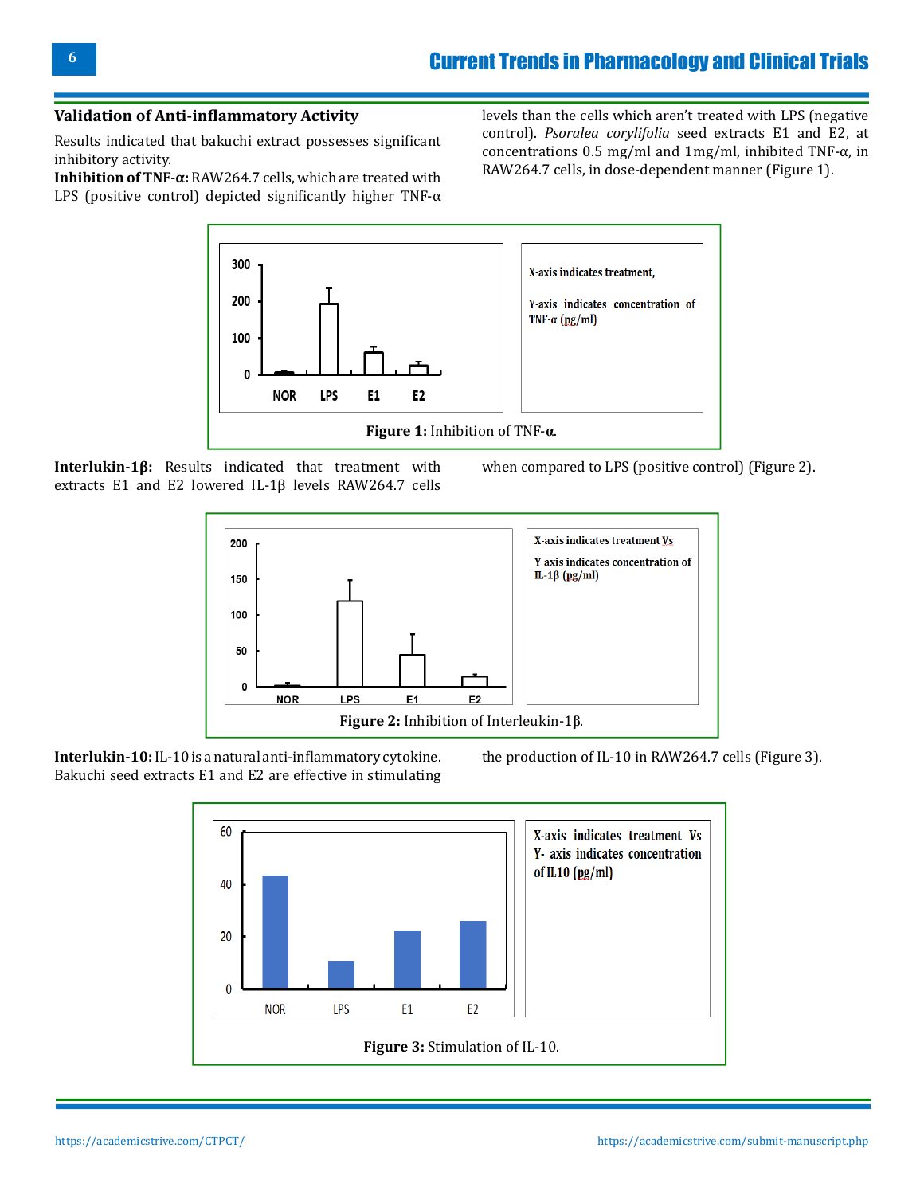### Validation of Anti-inflammatory Activity

Results indicated that bakuchi extract possesses significant inhibitory activity.

**Inhibition of TNF-α:** RAW264.7 cells, which are treated with LPS (positive control) depicted significantly higher TNF-α levels than the cells which aren't treated with LPS (negative control). *Psoralea corylifolia* seed extracts E1 and E2, at concentrations 0.5 mg/ml and 1mg/ml, inhibited TNF-α, in RAW264.7 cells, in dose-dependent manner (Figure 1).

X-axis indicates treatment,

Y-axis indicates concentration of TNF-α (pg/ml)

**Figure 1:** Inhibition of TNF-**α**.

**Interlukin-1β:** Results indicated that treatment with extracts E1 and E2 lowered IL-1β levels RAW264.7 cells when compared to LPS (positive control) (Figure 2).

X-axis indicates treatment Vs

Y axis indicates concentration of IL-1β (pg/ml)

**Figure 2:** Inhibition of Interleukin-1**β**.

**Interlukin-10:** IL-10 is a natural anti-inflammatory cytokine. Bakuchi seed extracts E1 and E2 are effective in stimulating the production of IL-10 in RAW264.7 cells (Figure 3).

X-axis indicates treatment Vs Y- axis indicates concentration of IL10 (pg/ml)

**Figure 3:** Stimulation of IL-10.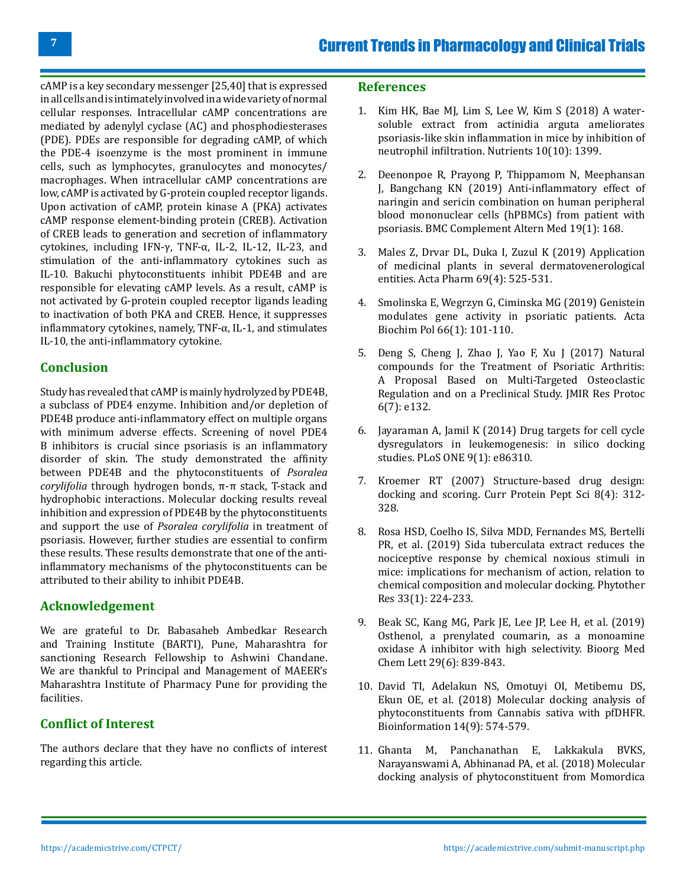cAMP is a key secondary messenger [25,40] that is expressed in all cells and is intimately involved in a wide variety of normal cellular responses. Intracellular cAMP concentrations are mediated by adenylyl cyclase (AC) and phosphodiesterases (PDE). PDEs are responsible for degrading cAMP, of which the PDE-4 isoenzyme is the most prominent in immune cells, such as lymphocytes, granulocytes and monocytes/macrophages. When intracellular cAMP concentrations are low, cAMP is activated by G-protein coupled receptor ligands. Upon activation of cAMP, protein kinase A (PKA) activates cAMP response element-binding protein (CREB). Activation of CREB leads to generation and secretion of inflammatory cytokines, including IFN-γ, TNF-α, IL-2, IL-12, IL-23, and stimulation of the anti-inflammatory cytokines such as IL-10. Bakuchi phytoconstituents inhibit PDE4B and are responsible for elevating cAMP levels. As a result, cAMP is not activated by G-protein coupled receptor ligands leading to inactivation of both PKA and CREB. Hence, it suppresses inflammatory cytokines, namely, TNF-α, IL-1, and stimulates IL-10, the anti-inflammatory cytokine.

## Conclusion

Study has revealed that cAMP is mainly hydrolyzed by PDE4B, a subclass of PDE4 enzyme. Inhibition and/or depletion of PDE4B produce anti-inflammatory effect on multiple organs with minimum adverse effects. Screening of novel PDE4 B inhibitors is crucial since psoriasis is an inflammatory disorder of skin. The study demonstrated the affinity between PDE4B and the phytoconstituents of *Psoralea corylifolia* through hydrogen bonds, π-π stack, T-stack and hydrophobic interactions. Molecular docking results reveal inhibition and expression of PDE4B by the phytoconstituents and support the use of *Psoralea corylifolia* in treatment of psoriasis. However, further studies are essential to confirm these results. These results demonstrate that one of the anti-inflammatory mechanisms of the phytoconstituents can be attributed to their ability to inhibit PDE4B.

## Acknowledgement

We are grateful to Dr. Babasaheb Ambedkar Research and Training Institute (BARTI), Pune, Maharashtra for sanctioning Research Fellowship to Ashwini Chandane. We are thankful to Principal and Management of MAEER's Maharashtra Institute of Pharmacy Pune for providing the facilities.

## Conflict of Interest

The authors declare that they have no conflicts of interest regarding this article.

## References

1. Kim HK, Bae MJ, Lim S, Lee W, Kim S (2018) A water-soluble extract from actinidia arguta ameliorates psoriasis-like skin inflammation in mice by inhibition of neutrophil infiltration. Nutrients 10(10): 1399.
2. Deenonpoe R, Prayong P, Thippamom N, Meephansan J, Bangchang KN (2019) Anti-inflammatory effect of naringin and sericin combination on human peripheral blood mononuclear cells (hPBMCs) from patient with psoriasis. BMC Complement Altern Med 19(1): 168.
3. Males Z, Drvar DL, Duka I, Zuzul K (2019) Application of medicinal plants in several dermatovenerological entities. Acta Pharm 69(4): 525-531.
4. Smolinska E, Wegrzyn G, Ciminska MG (2019) Genistein modulates gene activity in psoriatic patients. Acta Biochim Pol 66(1): 101-110.
5. Deng S, Cheng J, Zhao J, Yao F, Xu J (2017) Natural compounds for the Treatment of Psoriatic Arthritis: A Proposal Based on Multi-Targeted Osteoclastic Regulation and on a Preclinical Study. JMIR Res Protoc 6(7): e132.
6. Jayaraman A, Jamil K (2014) Drug targets for cell cycle dysregulators in leukemogenesis: in silico docking studies. PLoS ONE 9(1): e86310.
7. Kroemer RT (2007) Structure-based drug design: docking and scoring. Curr Protein Pept Sci 8(4): 312-328.
8. Rosa HSD, Coelho IS, Silva MDD, Fernandes MS, Bertelli PR, et al. (2019) Sida tuberculata extract reduces the nociceptive response by chemical noxious stimuli in mice: implications for mechanism of action, relation to chemical composition and molecular docking. Phytother Res 33(1): 224-233.
9. Beak SC, Kang MG, Park JE, Lee JP, Lee H, et al. (2019) Osthenol, a prenylated coumarin, as a monoamine oxidase A inhibitor with high selectivity. Bioorg Med Chem Lett 29(6): 839-843.
10. David TI, Adelakun NS, Omotuyi OI, Metibemu DS, Ekun OE, et al. (2018) Molecular docking analysis of phytoconstituents from Cannabis sativa with pfDHFR. Bioinformation 14(9): 574-579.
11. Ghanta M, Panchanathan E, Lakkakula BVKS, Narayanswami A, Abhinanad PA, et al. (2018) Molecular docking analysis of phytoconstituent from Momordica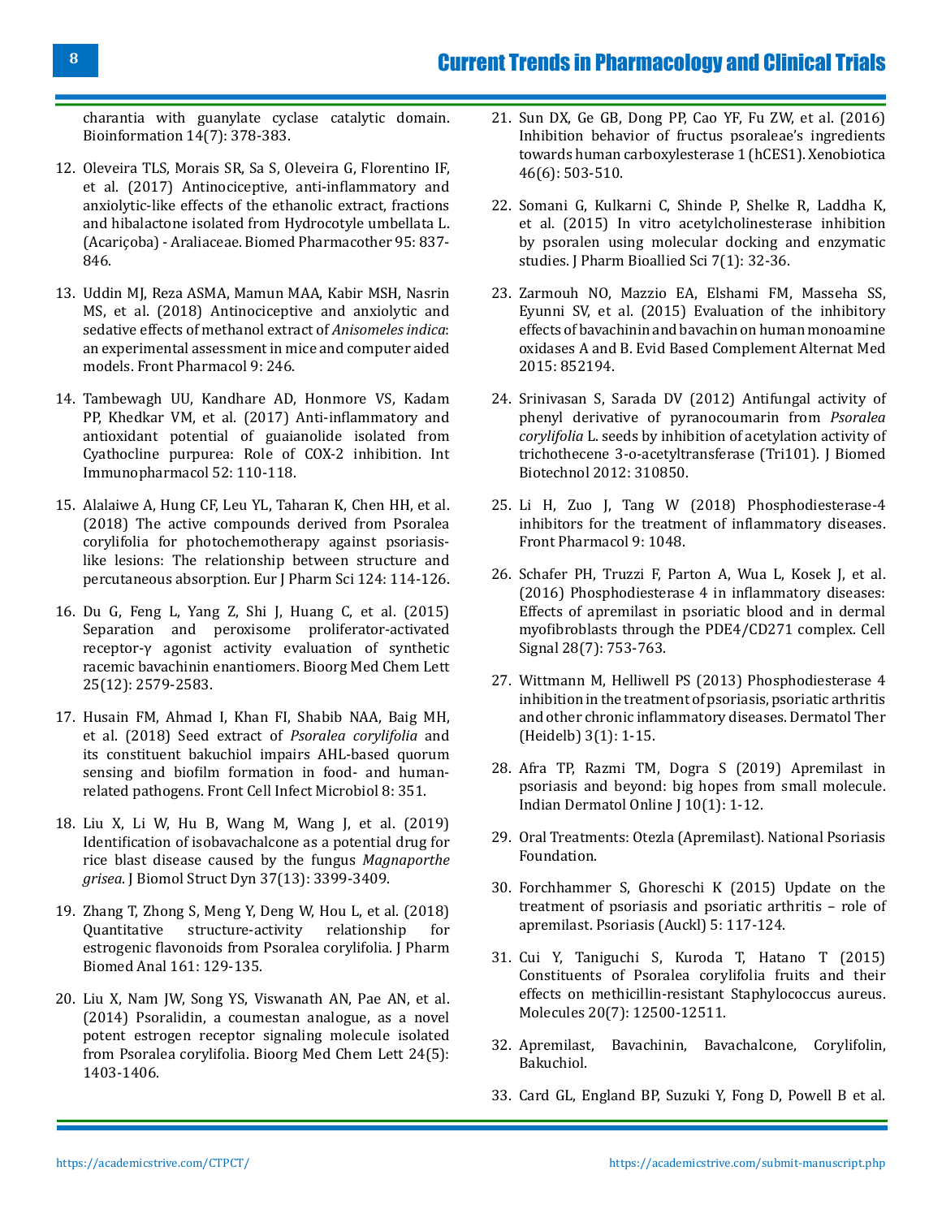charantia with guanylate cyclase catalytic domain. Bioinformation 14(7): 378-383.

12. Oleveira TLS, Morais SR, Sa S, Oleveira G, Florentino IF, et al. (2017) Antinociceptive, anti-inflammatory and anxiolytic-like effects of the ethanolic extract, fractions and hibalactone isolated from Hydrocotyle umbellata L. (Acariçoba) - Araliaceae. Biomed Pharmacother 95: 837-846.

13. Uddin MJ, Reza ASMA, Mamun MAA, Kabir MSH, Nasrin MS, et al. (2018) Antinociceptive and anxiolytic and sedative effects of methanol extract of *Anisomeles indica*: an experimental assessment in mice and computer aided models. Front Pharmacol 9: 246.

14. Tambewagh UU, Kandhare AD, Honmore VS, Kadam PP, Khedkar VM, et al. (2017) Anti-inflammatory and antioxidant potential of guaianolide isolated from Cyathocline purpurea: Role of COX-2 inhibition. Int Immunopharmacol 52: 110-118.

15. Alalaiwe A, Hung CF, Leu YL, Taharan K, Chen HH, et al. (2018) The active compounds derived from Psoralea corylifolia for photochemotherapy against psoriasis-like lesions: The relationship between structure and percutaneous absorption. Eur J Pharm Sci 124: 114-126.

16. Du G, Feng L, Yang Z, Shi J, Huang C, et al. (2015) Separation and peroxisome proliferator-activated receptor-γ agonist activity evaluation of synthetic racemic bavachinin enantiomers. Bioorg Med Chem Lett 25(12): 2579-2583.

17. Husain FM, Ahmad I, Khan FI, Shabib NAA, Baig MH, et al. (2018) Seed extract of *Psoralea corylifolia* and its constituent bakuchiol impairs AHL-based quorum sensing and biofilm formation in food- and human-related pathogens. Front Cell Infect Microbiol 8: 351.

18. Liu X, Li W, Hu B, Wang M, Wang J, et al. (2019) Identification of isobavachalcone as a potential drug for rice blast disease caused by the fungus *Magnaporthe grisea*. J Biomol Struct Dyn 37(13): 3399-3409.

19. Zhang T, Zhong S, Meng Y, Deng W, Hou L, et al. (2018) Quantitative structure-activity relationship for estrogenic flavonoids from Psoralea corylifolia. J Pharm Biomed Anal 161: 129-135.

20. Liu X, Nam JW, Song YS, Viswanath AN, Pae AN, et al. (2014) Psoralidin, a coumestan analogue, as a novel potent estrogen receptor signaling molecule isolated from Psoralea corylifolia. Bioorg Med Chem Lett 24(5): 1403-1406.

21. Sun DX, Ge GB, Dong PP, Cao YF, Fu ZW, et al. (2016) Inhibition behavior of fructus psoraleae's ingredients towards human carboxylesterase 1 (hCES1). Xenobiotica 46(6): 503-510.

22. Somani G, Kulkarni C, Shinde P, Shelke R, Laddha K, et al. (2015) In vitro acetylcholinesterase inhibition by psoralen using molecular docking and enzymatic studies. J Pharm Bioallied Sci 7(1): 32-36.

23. Zarmouh NO, Mazzio EA, Elshami FM, Masseha SS, Eyunni SV, et al. (2015) Evaluation of the inhibitory effects of bavachinin and bavachin on human monoamine oxidases A and B. Evid Based Complement Alternat Med 2015: 852194.

24. Srinivasan S, Sarada DV (2012) Antifungal activity of phenyl derivative of pyranocoumarin from *Psoralea corylifolia* L. seeds by inhibition of acetylation activity of trichothecene 3-o-acetyltransferase (Tri101). J Biomed Biotechnol 2012: 310850.

25. Li H, Zuo J, Tang W (2018) Phosphodiesterase-4 inhibitors for the treatment of inflammatory diseases. Front Pharmacol 9: 1048.

26. Schafer PH, Truzzi F, Parton A, Wua L, Kosek J, et al. (2016) Phosphodiesterase 4 in inflammatory diseases: Effects of apremilast in psoriatic blood and in dermal myofibroblasts through the PDE4/CD271 complex. Cell Signal 28(7): 753-763.

27. Wittmann M, Helliwell PS (2013) Phosphodiesterase 4 inhibition in the treatment of psoriasis, psoriatic arthritis and other chronic inflammatory diseases. Dermatol Ther (Heidelb) 3(1): 1-15.

28. Afra TP, Razmi TM, Dogra S (2019) Apremilast in psoriasis and beyond: big hopes from small molecule. Indian Dermatol Online J 10(1): 1-12.

29. Oral Treatments: Otezla (Apremilast). National Psoriasis Foundation.

30. Forchhammer S, Ghoreschi K (2015) Update on the treatment of psoriasis and psoriatic arthritis – role of apremilast. Psoriasis (Auckl) 5: 117-124.

31. Cui Y, Taniguchi S, Kuroda T, Hatano T (2015) Constituents of Psoralea corylifolia fruits and their effects on methicillin-resistant Staphylococcus aureus. Molecules 20(7): 12500-12511.

32. Apremilast, Bavachinin, Bavachalcone, Corylifolin, Bakuchiol.

33. Card GL, England BP, Suzuki Y, Fong D, Powell B et al.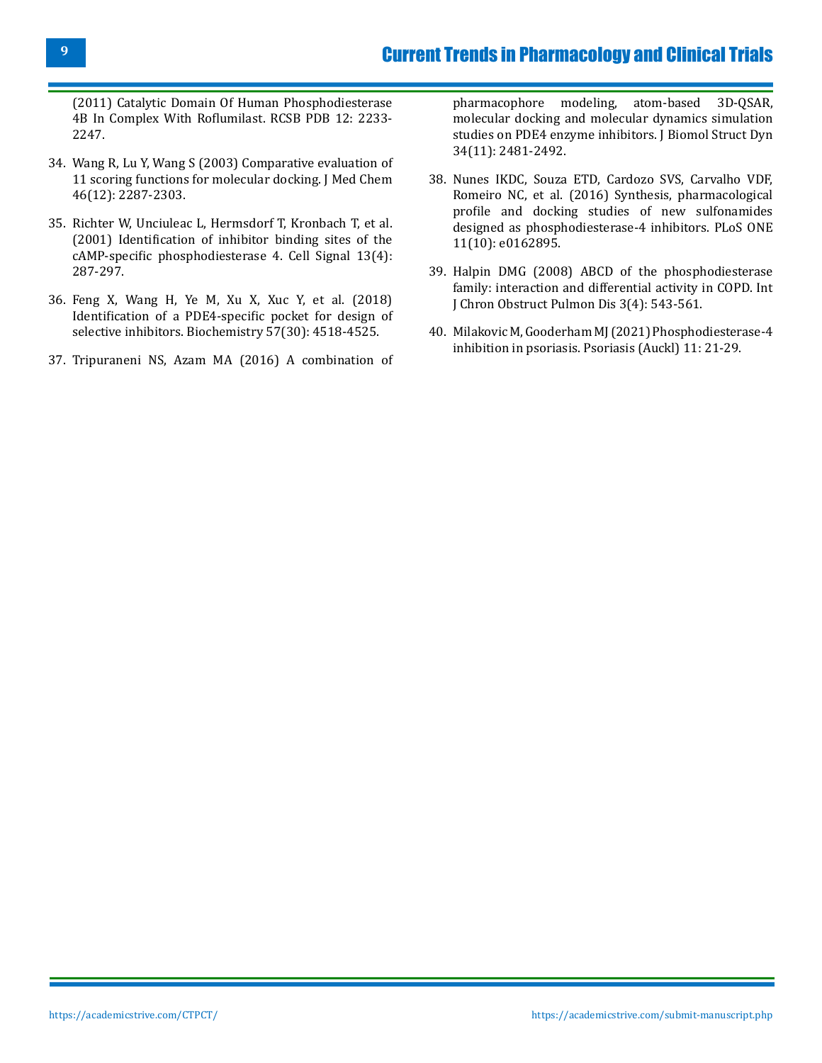(2011) Catalytic Domain Of Human Phosphodiesterase 4B In Complex With Roflumilast. RCSB PDB 12: 2233-2247.

34. Wang R, Lu Y, Wang S (2003) Comparative evaluation of 11 scoring functions for molecular docking. J Med Chem 46(12): 2287-2303.

35. Richter W, Unciuleac L, Hermsdorf T, Kronbach T, et al. (2001) Identification of inhibitor binding sites of the cAMP-specific phosphodiesterase 4. Cell Signal 13(4): 287-297.

36. Feng X, Wang H, Ye M, Xu X, Xuc Y, et al. (2018) Identification of a PDE4-specific pocket for design of selective inhibitors. Biochemistry 57(30): 4518-4525.

37. Tripuraneni NS, Azam MA (2016) A combination of pharmacophore modeling, atom-based 3D-QSAR, molecular docking and molecular dynamics simulation studies on PDE4 enzyme inhibitors. J Biomol Struct Dyn 34(11): 2481-2492.

38. Nunes IKDC, Souza ETD, Cardozo SVS, Carvalho VDF, Romeiro NC, et al. (2016) Synthesis, pharmacological profile and docking studies of new sulfonamides designed as phosphodiesterase-4 inhibitors. PLoS ONE 11(10): e0162895.

39. Halpin DMG (2008) ABCD of the phosphodiesterase family: interaction and differential activity in COPD. Int J Chron Obstruct Pulmon Dis 3(4): 543-561.

40. Milakovic M, Gooderham MJ (2021) Phosphodiesterase-4 inhibition in psoriasis. Psoriasis (Auckl) 11: 21-29.